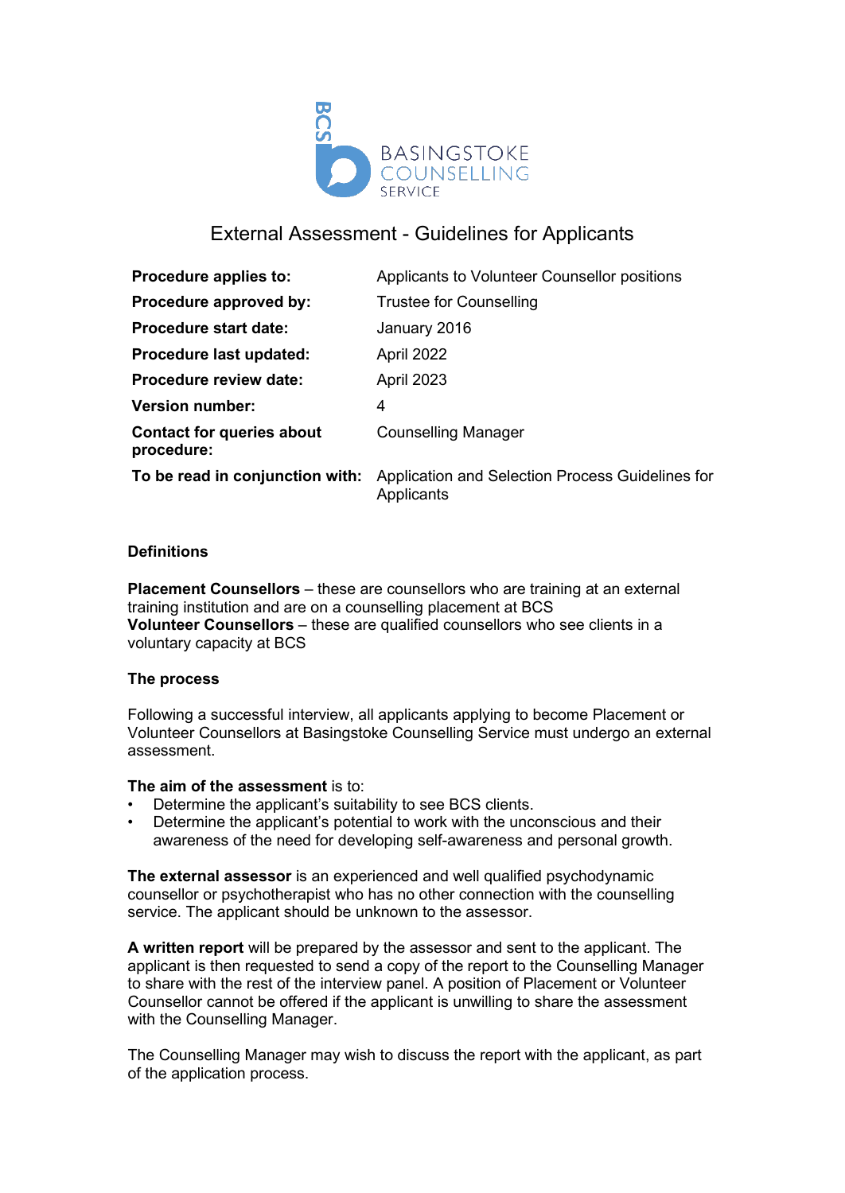BASINGSTOKE COUNSELLING SERVICE

# External Assessment - Guidelines for Applicants

| | |
|---|---|
| **Procedure applies to:** | Applicants to Volunteer Counsellor positions |
| **Procedure approved by:** | Trustee for Counselling |
| **Procedure start date:** | January 2016 |
| **Procedure last updated:** | April 2022 |
| **Procedure review date:** | April 2023 |
| **Version number:** | 4 |
| **Contact for queries about procedure:** | Counselling Manager |
| **To be read in conjunction with:** | Application and Selection Process Guidelines for Applicants |

## Definitions

**Placement Counsellors** – these are counsellors who are training at an external training institution and are on a counselling placement at BCS
**Volunteer Counsellors** – these are qualified counsellors who see clients in a voluntary capacity at BCS

## The process

Following a successful interview, all applicants applying to become Placement or Volunteer Counsellors at Basingstoke Counselling Service must undergo an external assessment.

**The aim of the assessment** is to:

- Determine the applicant's suitability to see BCS clients.
- Determine the applicant's potential to work with the unconscious and their awareness of the need for developing self-awareness and personal growth.

**The external assessor** is an experienced and well qualified psychodynamic counsellor or psychotherapist who has no other connection with the counselling service. The applicant should be unknown to the assessor.

**A written report** will be prepared by the assessor and sent to the applicant. The applicant is then requested to send a copy of the report to the Counselling Manager to share with the rest of the interview panel. A position of Placement or Volunteer Counsellor cannot be offered if the applicant is unwilling to share the assessment with the Counselling Manager.

The Counselling Manager may wish to discuss the report with the applicant, as part of the application process.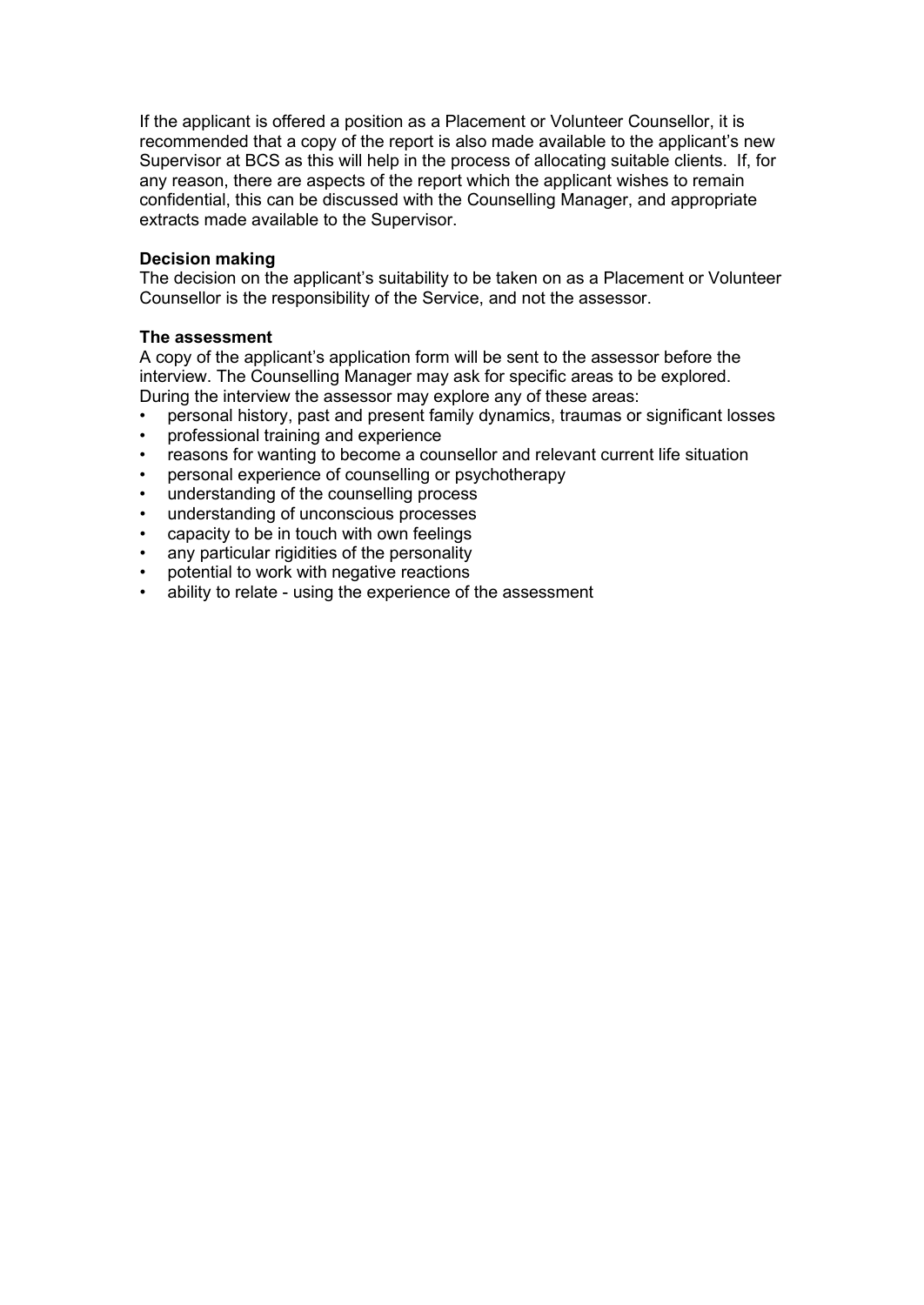If the applicant is offered a position as a Placement or Volunteer Counsellor, it is recommended that a copy of the report is also made available to the applicant's new Supervisor at BCS as this will help in the process of allocating suitable clients. If, for any reason, there are aspects of the report which the applicant wishes to remain confidential, this can be discussed with the Counselling Manager, and appropriate extracts made available to the Supervisor.

**Decision making**

The decision on the applicant's suitability to be taken on as a Placement or Volunteer Counsellor is the responsibility of the Service, and not the assessor.

**The assessment**

A copy of the applicant's application form will be sent to the assessor before the interview. The Counselling Manager may ask for specific areas to be explored. During the interview the assessor may explore any of these areas:

- personal history, past and present family dynamics, traumas or significant losses
- professional training and experience
- reasons for wanting to become a counsellor and relevant current life situation
- personal experience of counselling or psychotherapy
- understanding of the counselling process
- understanding of unconscious processes
- capacity to be in touch with own feelings
- any particular rigidities of the personality
- potential to work with negative reactions
- ability to relate - using the experience of the assessment